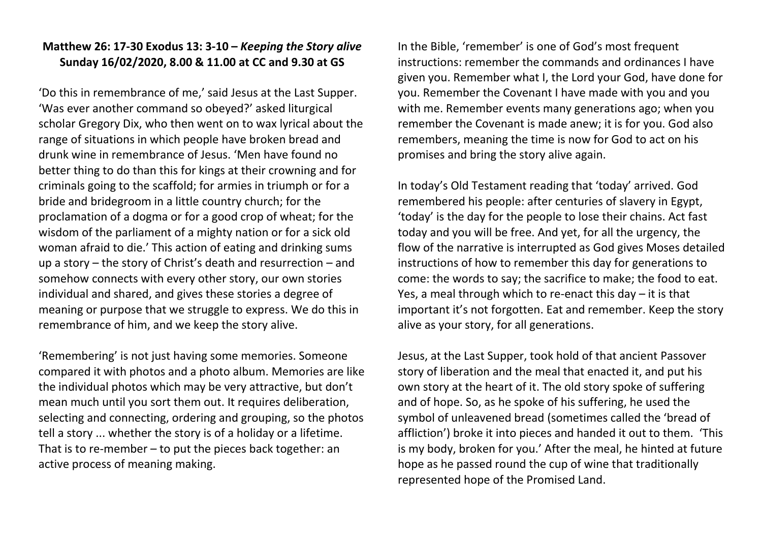**Matthew 26: 17-30 Exodus 13: 3-10 – *Keeping the Story alive***
**Sunday 16/02/2020, 8.00 & 11.00 at CC and 9.30 at GS**

'Do this in remembrance of me,' said Jesus at the Last Supper. 'Was ever another command so obeyed?' asked liturgical scholar Gregory Dix, who then went on to wax lyrical about the range of situations in which people have broken bread and drunk wine in remembrance of Jesus. 'Men have found no better thing to do than this for kings at their crowning and for criminals going to the scaffold; for armies in triumph or for a bride and bridegroom in a little country church; for the proclamation of a dogma or for a good crop of wheat; for the wisdom of the parliament of a mighty nation or for a sick old woman afraid to die.' This action of eating and drinking sums up a story – the story of Christ's death and resurrection – and somehow connects with every other story, our own stories individual and shared, and gives these stories a degree of meaning or purpose that we struggle to express. We do this in remembrance of him, and we keep the story alive.

'Remembering' is not just having some memories. Someone compared it with photos and a photo album. Memories are like the individual photos which may be very attractive, but don't mean much until you sort them out. It requires deliberation, selecting and connecting, ordering and grouping, so the photos tell a story ... whether the story is of a holiday or a lifetime. That is to re-member – to put the pieces back together: an active process of meaning making.

In the Bible, 'remember' is one of God's most frequent instructions: remember the commands and ordinances I have given you. Remember what I, the Lord your God, have done for you. Remember the Covenant I have made with you and you with me. Remember events many generations ago; when you remember the Covenant is made anew; it is for you. God also remembers, meaning the time is now for God to act on his promises and bring the story alive again.

In today's Old Testament reading that 'today' arrived. God remembered his people: after centuries of slavery in Egypt, 'today' is the day for the people to lose their chains. Act fast today and you will be free. And yet, for all the urgency, the flow of the narrative is interrupted as God gives Moses detailed instructions of how to remember this day for generations to come: the words to say; the sacrifice to make; the food to eat. Yes, a meal through which to re-enact this day – it is that important it's not forgotten. Eat and remember. Keep the story alive as your story, for all generations.

Jesus, at the Last Supper, took hold of that ancient Passover story of liberation and the meal that enacted it, and put his own story at the heart of it. The old story spoke of suffering and of hope. So, as he spoke of his suffering, he used the symbol of unleavened bread (sometimes called the 'bread of affliction') broke it into pieces and handed it out to them. 'This is my body, broken for you.' After the meal, he hinted at future hope as he passed round the cup of wine that traditionally represented hope of the Promised Land.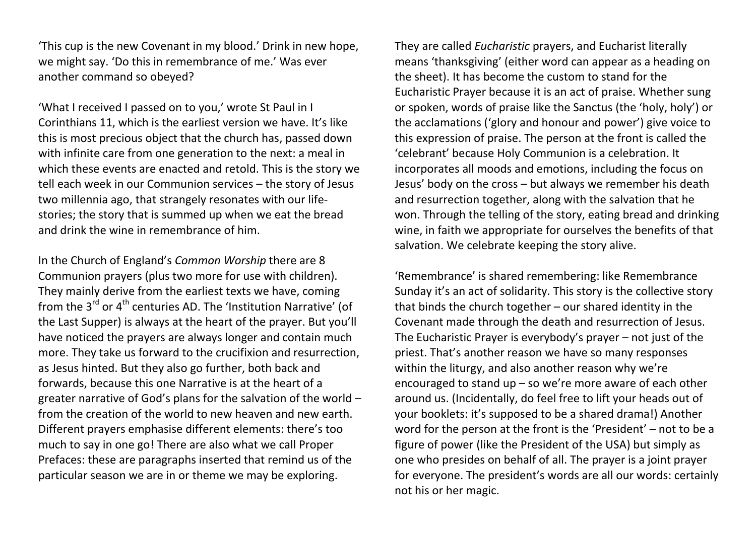'This cup is the new Covenant in my blood.' Drink in new hope, we might say. 'Do this in remembrance of me.' Was ever another command so obeyed?

'What I received I passed on to you,' wrote St Paul in I Corinthians 11, which is the earliest version we have. It's like this is most precious object that the church has, passed down with infinite care from one generation to the next: a meal in which these events are enacted and retold. This is the story we tell each week in our Communion services – the story of Jesus two millennia ago, that strangely resonates with our life-stories; the story that is summed up when we eat the bread and drink the wine in remembrance of him.

In the Church of England's *Common Worship* there are 8 Communion prayers (plus two more for use with children). They mainly derive from the earliest texts we have, coming from the 3rd or 4th centuries AD. The 'Institution Narrative' (of the Last Supper) is always at the heart of the prayer. But you'll have noticed the prayers are always longer and contain much more. They take us forward to the crucifixion and resurrection, as Jesus hinted. But they also go further, both back and forwards, because this one Narrative is at the heart of a greater narrative of God's plans for the salvation of the world – from the creation of the world to new heaven and new earth. Different prayers emphasise different elements: there's too much to say in one go! There are also what we call Proper Prefaces: these are paragraphs inserted that remind us of the particular season we are in or theme we may be exploring.

They are called *Eucharistic* prayers, and Eucharist literally means 'thanksgiving' (either word can appear as a heading on the sheet). It has become the custom to stand for the Eucharistic Prayer because it is an act of praise. Whether sung or spoken, words of praise like the Sanctus (the 'holy, holy') or the acclamations ('glory and honour and power') give voice to this expression of praise. The person at the front is called the 'celebrant' because Holy Communion is a celebration. It incorporates all moods and emotions, including the focus on Jesus' body on the cross – but always we remember his death and resurrection together, along with the salvation that he won. Through the telling of the story, eating bread and drinking wine, in faith we appropriate for ourselves the benefits of that salvation. We celebrate keeping the story alive.

'Remembrance' is shared remembering: like Remembrance Sunday it's an act of solidarity. This story is the collective story that binds the church together – our shared identity in the Covenant made through the death and resurrection of Jesus. The Eucharistic Prayer is everybody's prayer – not just of the priest. That's another reason we have so many responses within the liturgy, and also another reason why we're encouraged to stand up – so we're more aware of each other around us. (Incidentally, do feel free to lift your heads out of your booklets: it's supposed to be a shared drama!) Another word for the person at the front is the 'President' – not to be a figure of power (like the President of the USA) but simply as one who presides on behalf of all. The prayer is a joint prayer for everyone. The president's words are all our words: certainly not his or her magic.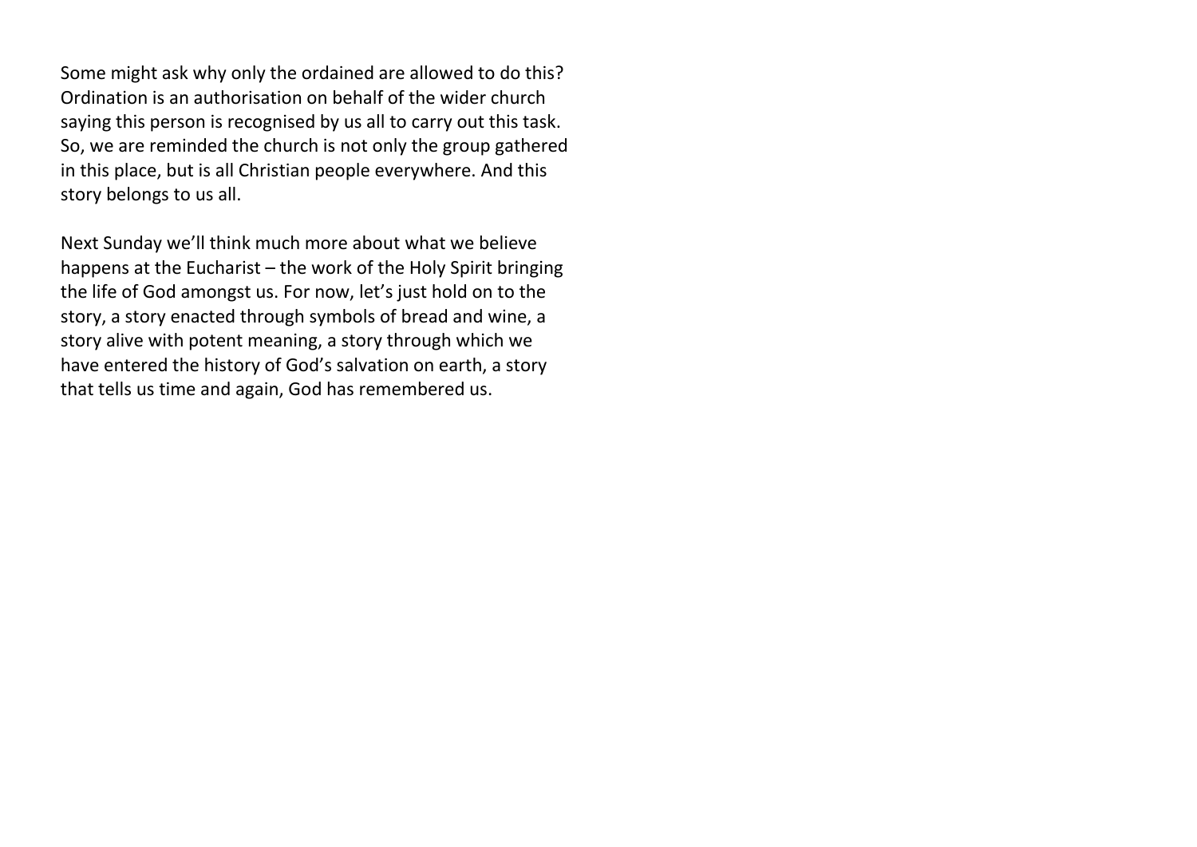Some might ask why only the ordained are allowed to do this? Ordination is an authorisation on behalf of the wider church saying this person is recognised by us all to carry out this task. So, we are reminded the church is not only the group gathered in this place, but is all Christian people everywhere. And this story belongs to us all.

Next Sunday we'll think much more about what we believe happens at the Eucharist – the work of the Holy Spirit bringing the life of God amongst us. For now, let's just hold on to the story, a story enacted through symbols of bread and wine, a story alive with potent meaning, a story through which we have entered the history of God's salvation on earth, a story that tells us time and again, God has remembered us.